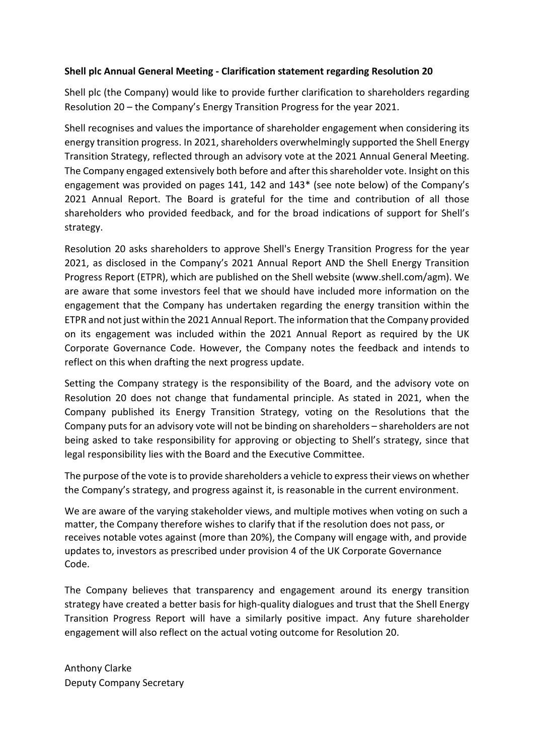**Shell plc Annual General Meeting - Clarification statement regarding Resolution 20**

Shell plc (the Company) would like to provide further clarification to shareholders regarding Resolution 20 – the Company's Energy Transition Progress for the year 2021.

Shell recognises and values the importance of shareholder engagement when considering its energy transition progress. In 2021, shareholders overwhelmingly supported the Shell Energy Transition Strategy, reflected through an advisory vote at the 2021 Annual General Meeting. The Company engaged extensively both before and after this shareholder vote. Insight on this engagement was provided on pages 141, 142 and 143* (see note below) of the Company's 2021 Annual Report. The Board is grateful for the time and contribution of all those shareholders who provided feedback, and for the broad indications of support for Shell's strategy.

Resolution 20 asks shareholders to approve Shell's Energy Transition Progress for the year 2021, as disclosed in the Company's 2021 Annual Report AND the Shell Energy Transition Progress Report (ETPR), which are published on the Shell website (www.shell.com/agm). We are aware that some investors feel that we should have included more information on the engagement that the Company has undertaken regarding the energy transition within the ETPR and not just within the 2021 Annual Report. The information that the Company provided on its engagement was included within the 2021 Annual Report as required by the UK Corporate Governance Code. However, the Company notes the feedback and intends to reflect on this when drafting the next progress update.

Setting the Company strategy is the responsibility of the Board, and the advisory vote on Resolution 20 does not change that fundamental principle. As stated in 2021, when the Company published its Energy Transition Strategy, voting on the Resolutions that the Company puts for an advisory vote will not be binding on shareholders – shareholders are not being asked to take responsibility for approving or objecting to Shell's strategy, since that legal responsibility lies with the Board and the Executive Committee.

The purpose of the vote is to provide shareholders a vehicle to express their views on whether the Company's strategy, and progress against it, is reasonable in the current environment.

We are aware of the varying stakeholder views, and multiple motives when voting on such a matter, the Company therefore wishes to clarify that if the resolution does not pass, or receives notable votes against (more than 20%), the Company will engage with, and provide updates to, investors as prescribed under provision 4 of the UK Corporate Governance Code.

The Company believes that transparency and engagement around its energy transition strategy have created a better basis for high-quality dialogues and trust that the Shell Energy Transition Progress Report will have a similarly positive impact. Any future shareholder engagement will also reflect on the actual voting outcome for Resolution 20.

Anthony Clarke
Deputy Company Secretary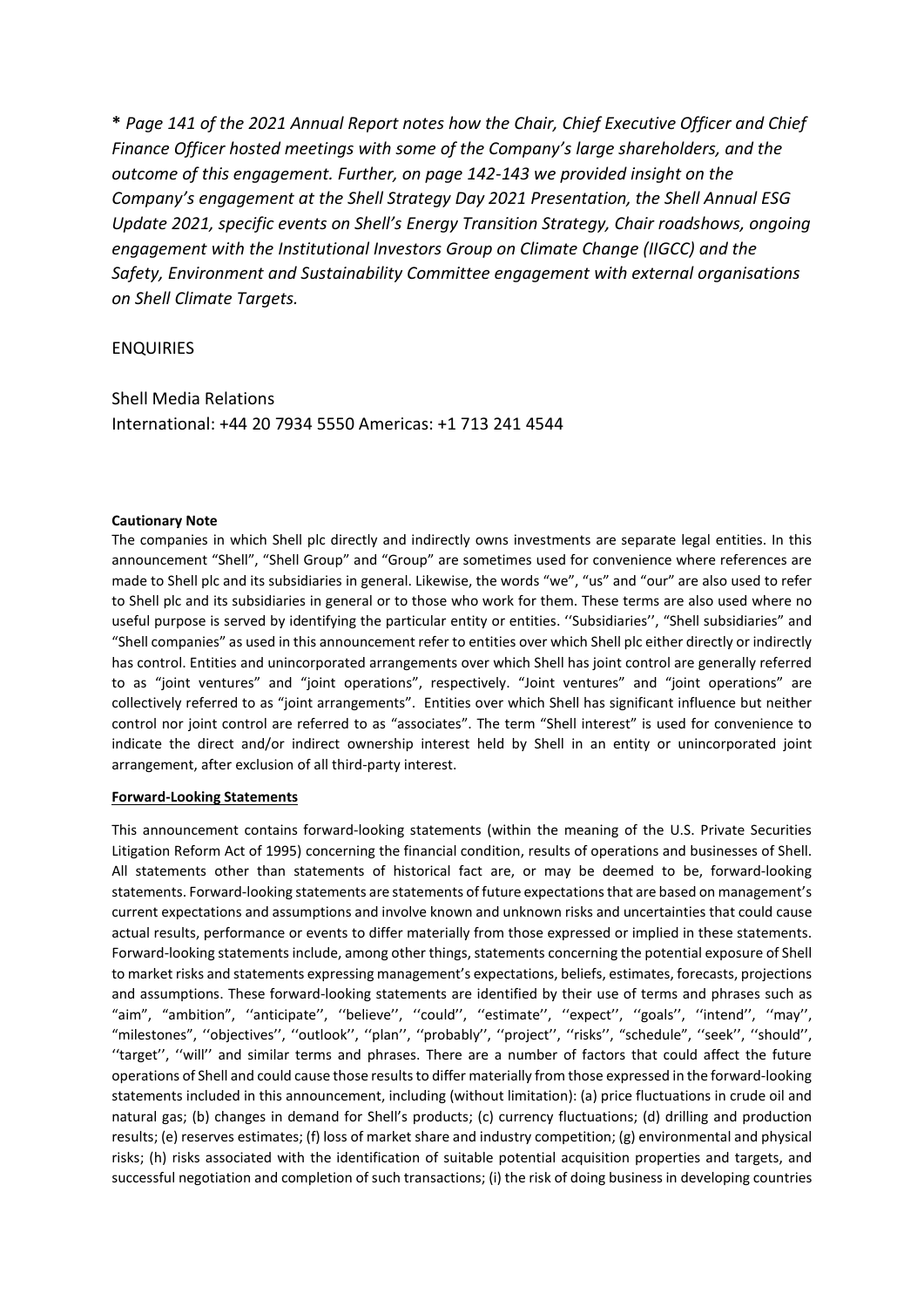*\* Page 141 of the 2021 Annual Report notes how the Chair, Chief Executive Officer and Chief Finance Officer hosted meetings with some of the Company's large shareholders, and the outcome of this engagement. Further, on page 142-143 we provided insight on the Company's engagement at the Shell Strategy Day 2021 Presentation, the Shell Annual ESG Update 2021, specific events on Shell's Energy Transition Strategy, Chair roadshows, ongoing engagement with the Institutional Investors Group on Climate Change (IIGCC) and the Safety, Environment and Sustainability Committee engagement with external organisations on Shell Climate Targets.*

ENQUIRIES

Shell Media Relations
International: +44 20 7934 5550 Americas: +1 713 241 4544

**Cautionary Note**

The companies in which Shell plc directly and indirectly owns investments are separate legal entities. In this announcement "Shell", "Shell Group" and "Group" are sometimes used for convenience where references are made to Shell plc and its subsidiaries in general. Likewise, the words "we", "us" and "our" are also used to refer to Shell plc and its subsidiaries in general or to those who work for them. These terms are also used where no useful purpose is served by identifying the particular entity or entities. ''Subsidiaries'', "Shell subsidiaries" and "Shell companies" as used in this announcement refer to entities over which Shell plc either directly or indirectly has control. Entities and unincorporated arrangements over which Shell has joint control are generally referred to as "joint ventures" and "joint operations", respectively. "Joint ventures" and "joint operations" are collectively referred to as "joint arrangements". Entities over which Shell has significant influence but neither control nor joint control are referred to as "associates". The term "Shell interest" is used for convenience to indicate the direct and/or indirect ownership interest held by Shell in an entity or unincorporated joint arrangement, after exclusion of all third-party interest.

**Forward-Looking Statements**

This announcement contains forward-looking statements (within the meaning of the U.S. Private Securities Litigation Reform Act of 1995) concerning the financial condition, results of operations and businesses of Shell. All statements other than statements of historical fact are, or may be deemed to be, forward-looking statements. Forward-looking statements are statements of future expectations that are based on management's current expectations and assumptions and involve known and unknown risks and uncertainties that could cause actual results, performance or events to differ materially from those expressed or implied in these statements. Forward-looking statements include, among other things, statements concerning the potential exposure of Shell to market risks and statements expressing management's expectations, beliefs, estimates, forecasts, projections and assumptions. These forward-looking statements are identified by their use of terms and phrases such as "aim", "ambition", ''anticipate'', ''believe'', ''could'', ''estimate'', ''expect'', ''goals'', ''intend'', ''may'', "milestones", ''objectives'', ''outlook'', ''plan'', ''probably'', ''project'', ''risks'', "schedule", ''seek'', ''should'', ''target'', ''will'' and similar terms and phrases. There are a number of factors that could affect the future operations of Shell and could cause those results to differ materially from those expressed in the forward-looking statements included in this announcement, including (without limitation): (a) price fluctuations in crude oil and natural gas; (b) changes in demand for Shell's products; (c) currency fluctuations; (d) drilling and production results; (e) reserves estimates; (f) loss of market share and industry competition; (g) environmental and physical risks; (h) risks associated with the identification of suitable potential acquisition properties and targets, and successful negotiation and completion of such transactions; (i) the risk of doing business in developing countries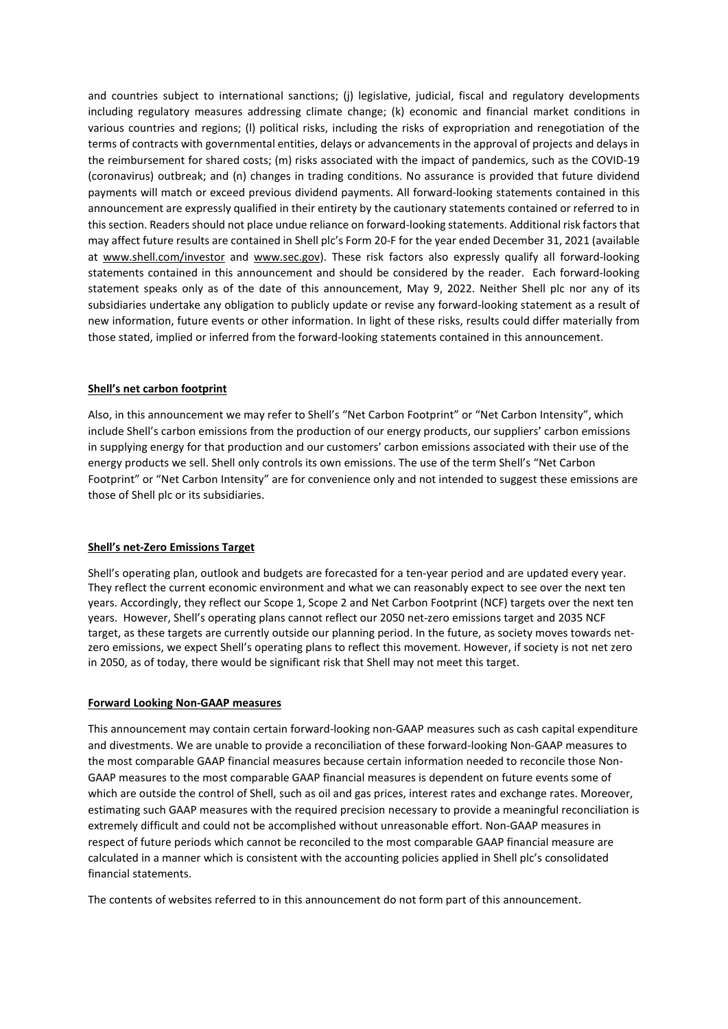and countries subject to international sanctions; (j) legislative, judicial, fiscal and regulatory developments including regulatory measures addressing climate change; (k) economic and financial market conditions in various countries and regions; (l) political risks, including the risks of expropriation and renegotiation of the terms of contracts with governmental entities, delays or advancements in the approval of projects and delays in the reimbursement for shared costs; (m) risks associated with the impact of pandemics, such as the COVID-19 (coronavirus) outbreak; and (n) changes in trading conditions. No assurance is provided that future dividend payments will match or exceed previous dividend payments. All forward-looking statements contained in this announcement are expressly qualified in their entirety by the cautionary statements contained or referred to in this section. Readers should not place undue reliance on forward-looking statements. Additional risk factors that may affect future results are contained in Shell plc's Form 20-F for the year ended December 31, 2021 (available at www.shell.com/investor and www.sec.gov). These risk factors also expressly qualify all forward-looking statements contained in this announcement and should be considered by the reader. Each forward-looking statement speaks only as of the date of this announcement, May 9, 2022. Neither Shell plc nor any of its subsidiaries undertake any obligation to publicly update or revise any forward-looking statement as a result of new information, future events or other information. In light of these risks, results could differ materially from those stated, implied or inferred from the forward-looking statements contained in this announcement.

**Shell's net carbon footprint**

Also, in this announcement we may refer to Shell's "Net Carbon Footprint" or "Net Carbon Intensity", which include Shell's carbon emissions from the production of our energy products, our suppliers' carbon emissions in supplying energy for that production and our customers' carbon emissions associated with their use of the energy products we sell. Shell only controls its own emissions. The use of the term Shell's "Net Carbon Footprint" or "Net Carbon Intensity" are for convenience only and not intended to suggest these emissions are those of Shell plc or its subsidiaries.

**Shell's net-Zero Emissions Target**

Shell's operating plan, outlook and budgets are forecasted for a ten-year period and are updated every year. They reflect the current economic environment and what we can reasonably expect to see over the next ten years. Accordingly, they reflect our Scope 1, Scope 2 and Net Carbon Footprint (NCF) targets over the next ten years. However, Shell's operating plans cannot reflect our 2050 net-zero emissions target and 2035 NCF target, as these targets are currently outside our planning period. In the future, as society moves towards net-zero emissions, we expect Shell's operating plans to reflect this movement. However, if society is not net zero in 2050, as of today, there would be significant risk that Shell may not meet this target.

**Forward Looking Non-GAAP measures**

This announcement may contain certain forward-looking non-GAAP measures such as cash capital expenditure and divestments. We are unable to provide a reconciliation of these forward-looking Non-GAAP measures to the most comparable GAAP financial measures because certain information needed to reconcile those Non-GAAP measures to the most comparable GAAP financial measures is dependent on future events some of which are outside the control of Shell, such as oil and gas prices, interest rates and exchange rates. Moreover, estimating such GAAP measures with the required precision necessary to provide a meaningful reconciliation is extremely difficult and could not be accomplished without unreasonable effort. Non-GAAP measures in respect of future periods which cannot be reconciled to the most comparable GAAP financial measure are calculated in a manner which is consistent with the accounting policies applied in Shell plc's consolidated financial statements.

The contents of websites referred to in this announcement do not form part of this announcement.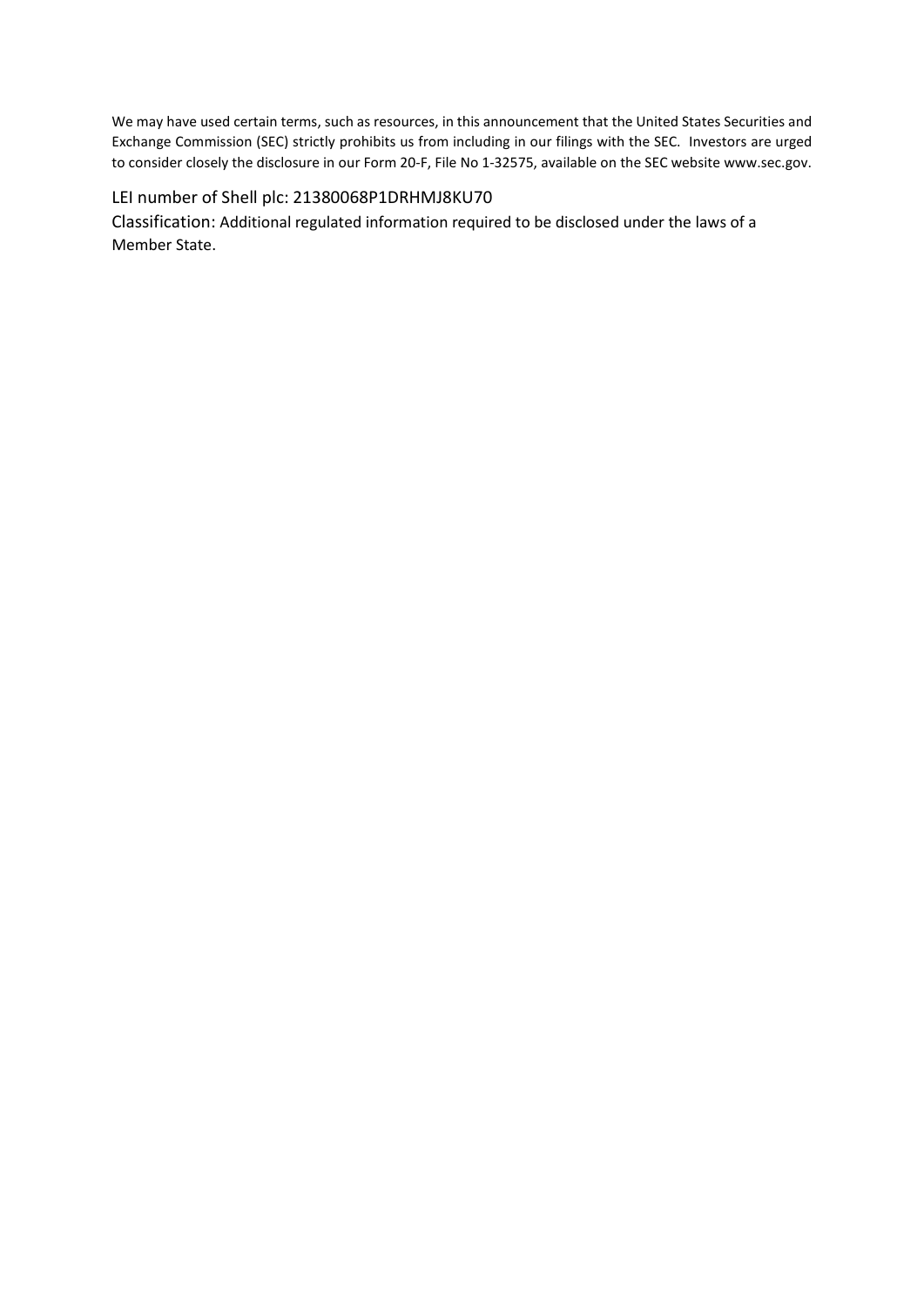We may have used certain terms, such as resources, in this announcement that the United States Securities and Exchange Commission (SEC) strictly prohibits us from including in our filings with the SEC. Investors are urged to consider closely the disclosure in our Form 20-F, File No 1-32575, available on the SEC website www.sec.gov.

LEI number of Shell plc: 21380068P1DRHMJ8KU70

Classification: Additional regulated information required to be disclosed under the laws of a Member State.